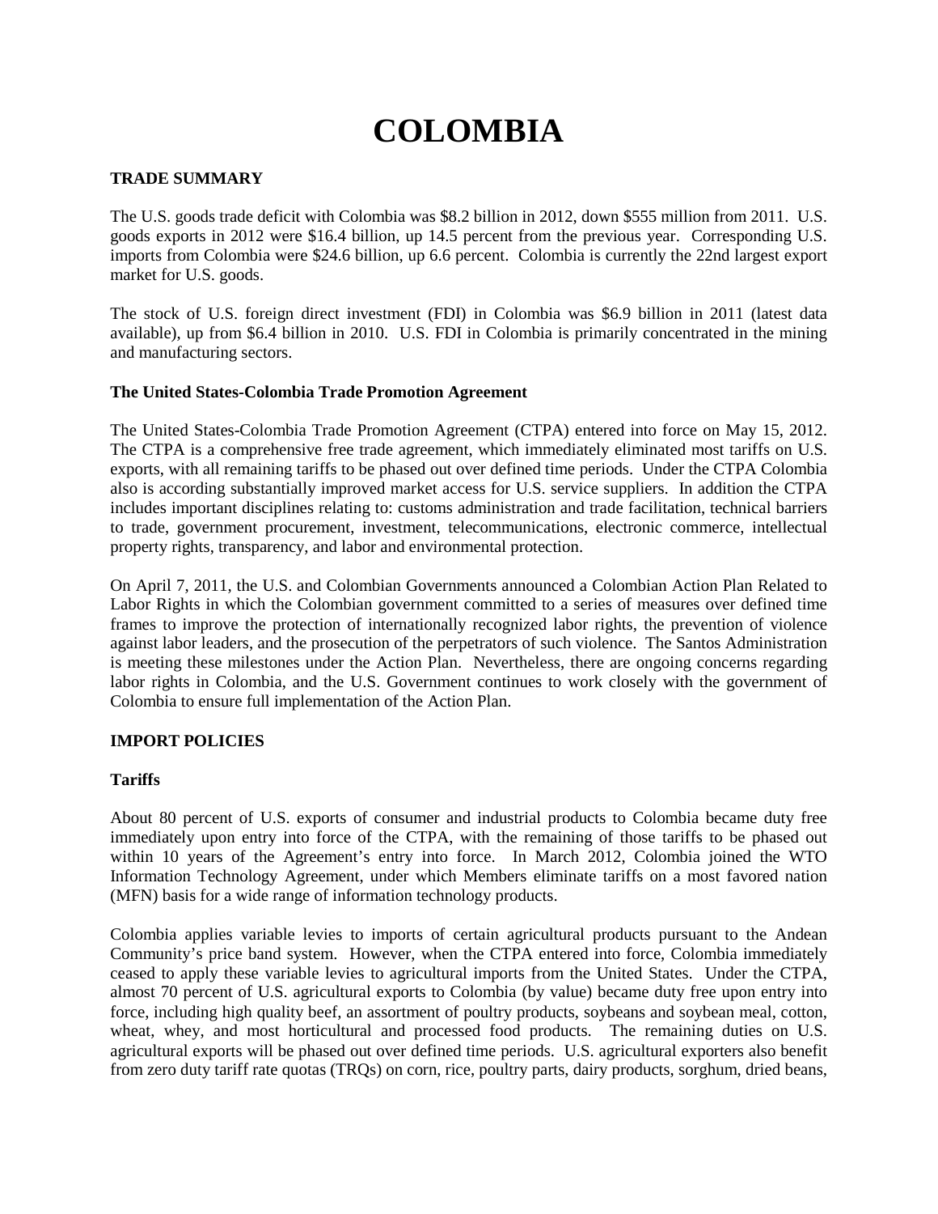# COLOMBIA

**TRADE SUMMARY**

The U.S. goods trade deficit with Colombia was $8.2 billion in 2012, down $555 million from 2011. U.S. goods exports in 2012 were $16.4 billion, up 14.5 percent from the previous year. Corresponding U.S. imports from Colombia were $24.6 billion, up 6.6 percent. Colombia is currently the 22nd largest export market for U.S. goods.

The stock of U.S. foreign direct investment (FDI) in Colombia was $6.9 billion in 2011 (latest data available), up from $6.4 billion in 2010. U.S. FDI in Colombia is primarily concentrated in the mining and manufacturing sectors.

**The United States-Colombia Trade Promotion Agreement**

The United States-Colombia Trade Promotion Agreement (CTPA) entered into force on May 15, 2012. The CTPA is a comprehensive free trade agreement, which immediately eliminated most tariffs on U.S. exports, with all remaining tariffs to be phased out over defined time periods. Under the CTPA Colombia also is according substantially improved market access for U.S. service suppliers. In addition the CTPA includes important disciplines relating to: customs administration and trade facilitation, technical barriers to trade, government procurement, investment, telecommunications, electronic commerce, intellectual property rights, transparency, and labor and environmental protection.

On April 7, 2011, the U.S. and Colombian Governments announced a Colombian Action Plan Related to Labor Rights in which the Colombian government committed to a series of measures over defined time frames to improve the protection of internationally recognized labor rights, the prevention of violence against labor leaders, and the prosecution of the perpetrators of such violence. The Santos Administration is meeting these milestones under the Action Plan. Nevertheless, there are ongoing concerns regarding labor rights in Colombia, and the U.S. Government continues to work closely with the government of Colombia to ensure full implementation of the Action Plan.

**IMPORT POLICIES**

**Tariffs**

About 80 percent of U.S. exports of consumer and industrial products to Colombia became duty free immediately upon entry into force of the CTPA, with the remaining of those tariffs to be phased out within 10 years of the Agreement's entry into force. In March 2012, Colombia joined the WTO Information Technology Agreement, under which Members eliminate tariffs on a most favored nation (MFN) basis for a wide range of information technology products.

Colombia applies variable levies to imports of certain agricultural products pursuant to the Andean Community's price band system. However, when the CTPA entered into force, Colombia immediately ceased to apply these variable levies to agricultural imports from the United States. Under the CTPA, almost 70 percent of U.S. agricultural exports to Colombia (by value) became duty free upon entry into force, including high quality beef, an assortment of poultry products, soybeans and soybean meal, cotton, wheat, whey, and most horticultural and processed food products. The remaining duties on U.S. agricultural exports will be phased out over defined time periods. U.S. agricultural exporters also benefit from zero duty tariff rate quotas (TRQs) on corn, rice, poultry parts, dairy products, sorghum, dried beans,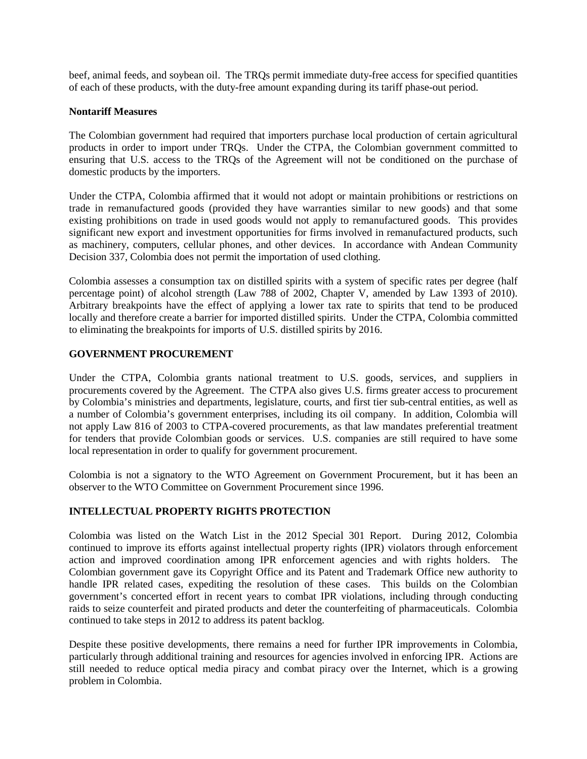beef, animal feeds, and soybean oil. The TRQs permit immediate duty-free access for specified quantities of each of these products, with the duty-free amount expanding during its tariff phase-out period.

**Nontariff Measures**

The Colombian government had required that importers purchase local production of certain agricultural products in order to import under TRQs. Under the CTPA, the Colombian government committed to ensuring that U.S. access to the TRQs of the Agreement will not be conditioned on the purchase of domestic products by the importers.

Under the CTPA, Colombia affirmed that it would not adopt or maintain prohibitions or restrictions on trade in remanufactured goods (provided they have warranties similar to new goods) and that some existing prohibitions on trade in used goods would not apply to remanufactured goods. This provides significant new export and investment opportunities for firms involved in remanufactured products, such as machinery, computers, cellular phones, and other devices. In accordance with Andean Community Decision 337, Colombia does not permit the importation of used clothing.

Colombia assesses a consumption tax on distilled spirits with a system of specific rates per degree (half percentage point) of alcohol strength (Law 788 of 2002, Chapter V, amended by Law 1393 of 2010). Arbitrary breakpoints have the effect of applying a lower tax rate to spirits that tend to be produced locally and therefore create a barrier for imported distilled spirits. Under the CTPA, Colombia committed to eliminating the breakpoints for imports of U.S. distilled spirits by 2016.

## GOVERNMENT PROCUREMENT

Under the CTPA, Colombia grants national treatment to U.S. goods, services, and suppliers in procurements covered by the Agreement. The CTPA also gives U.S. firms greater access to procurement by Colombia's ministries and departments, legislature, courts, and first tier sub-central entities, as well as a number of Colombia's government enterprises, including its oil company. In addition, Colombia will not apply Law 816 of 2003 to CTPA-covered procurements, as that law mandates preferential treatment for tenders that provide Colombian goods or services. U.S. companies are still required to have some local representation in order to qualify for government procurement.

Colombia is not a signatory to the WTO Agreement on Government Procurement, but it has been an observer to the WTO Committee on Government Procurement since 1996.

## INTELLECTUAL PROPERTY RIGHTS PROTECTION

Colombia was listed on the Watch List in the 2012 Special 301 Report. During 2012, Colombia continued to improve its efforts against intellectual property rights (IPR) violators through enforcement action and improved coordination among IPR enforcement agencies and with rights holders. The Colombian government gave its Copyright Office and its Patent and Trademark Office new authority to handle IPR related cases, expediting the resolution of these cases. This builds on the Colombian government's concerted effort in recent years to combat IPR violations, including through conducting raids to seize counterfeit and pirated products and deter the counterfeiting of pharmaceuticals. Colombia continued to take steps in 2012 to address its patent backlog.

Despite these positive developments, there remains a need for further IPR improvements in Colombia, particularly through additional training and resources for agencies involved in enforcing IPR. Actions are still needed to reduce optical media piracy and combat piracy over the Internet, which is a growing problem in Colombia.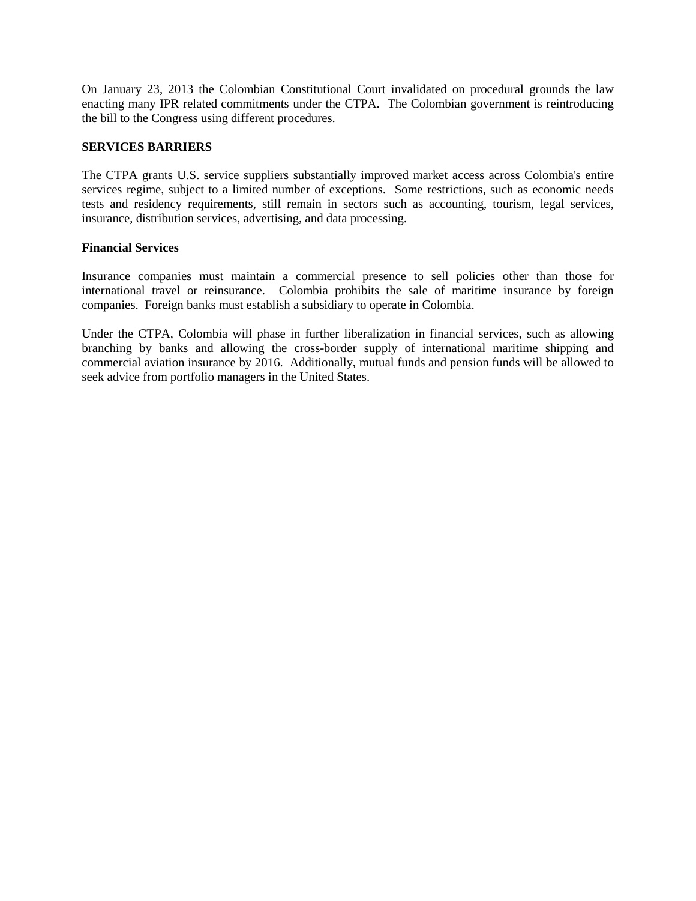On January 23, 2013 the Colombian Constitutional Court invalidated on procedural grounds the law enacting many IPR related commitments under the CTPA. The Colombian government is reintroducing the bill to the Congress using different procedures.

## SERVICES BARRIERS

The CTPA grants U.S. service suppliers substantially improved market access across Colombia's entire services regime, subject to a limited number of exceptions. Some restrictions, such as economic needs tests and residency requirements, still remain in sectors such as accounting, tourism, legal services, insurance, distribution services, advertising, and data processing.

### Financial Services

Insurance companies must maintain a commercial presence to sell policies other than those for international travel or reinsurance. Colombia prohibits the sale of maritime insurance by foreign companies. Foreign banks must establish a subsidiary to operate in Colombia.

Under the CTPA, Colombia will phase in further liberalization in financial services, such as allowing branching by banks and allowing the cross-border supply of international maritime shipping and commercial aviation insurance by 2016. Additionally, mutual funds and pension funds will be allowed to seek advice from portfolio managers in the United States.